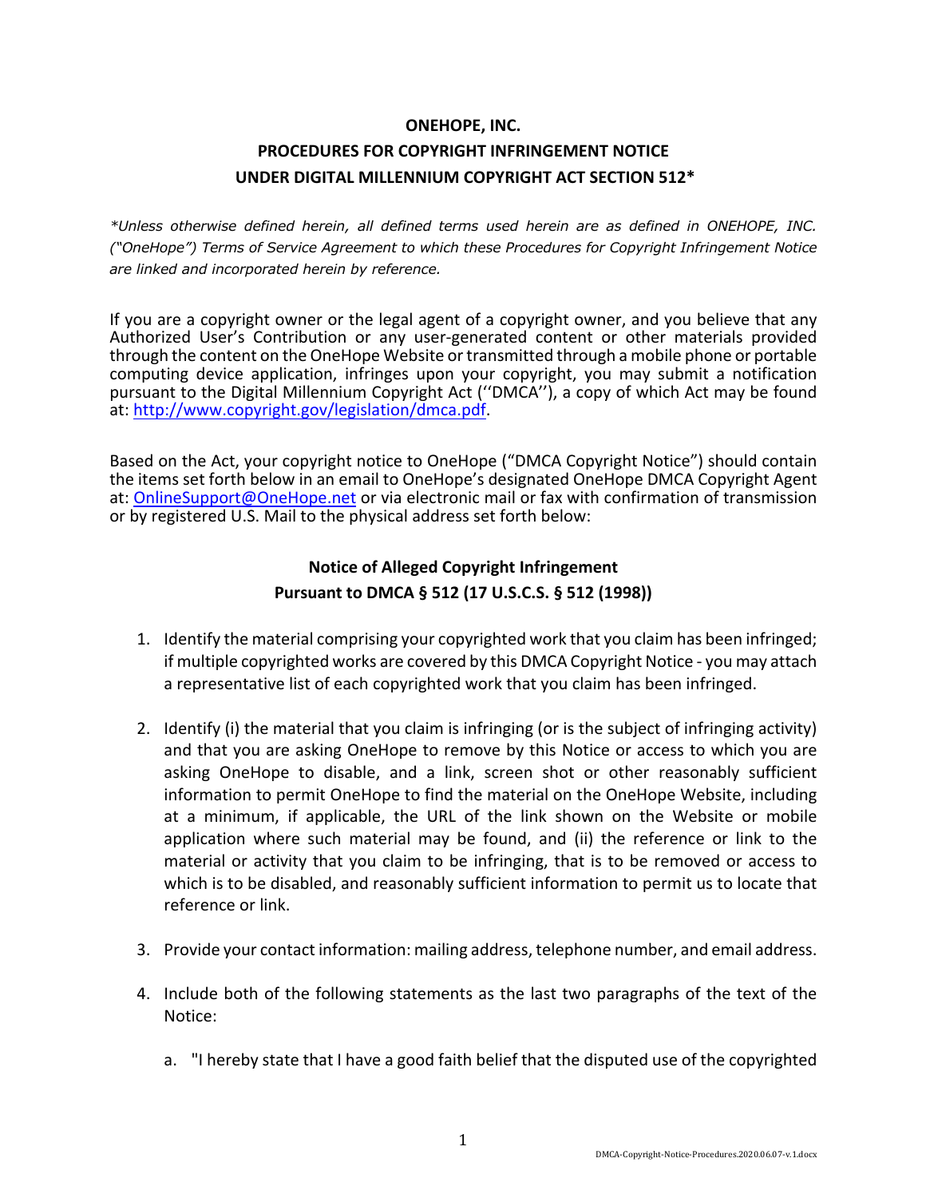**ONEHOPE, INC.**

**PROCEDURES FOR COPYRIGHT INFRINGEMENT NOTICE UNDER DIGITAL MILLENNIUM COPYRIGHT ACT SECTION 512***

*\*Unless otherwise defined herein, all defined terms used herein are as defined in ONEHOPE, INC. ("OneHope") Terms of Service Agreement to which these Procedures for Copyright Infringement Notice are linked and incorporated herein by reference.*

If you are a copyright owner or the legal agent of a copyright owner, and you believe that any Authorized User's Contribution or any user-generated content or other materials provided through the content on the OneHope Website or transmitted through a mobile phone or portable computing device application, infringes upon your copyright, you may submit a notification pursuant to the Digital Millennium Copyright Act (''DMCA''), a copy of which Act may be found at: [http://www.copyright.gov/legislation/dmca.pdf](http://www.copyright.gov/legislation/dmca.pdf).

Based on the Act, your copyright notice to OneHope ("DMCA Copyright Notice") should contain the items set forth below in an email to OneHope's designated OneHope DMCA Copyright Agent at: [OnlineSupport@OneHope.net](mailto:OnlineSupport@OneHope.net) or via electronic mail or fax with confirmation of transmission or by registered U.S. Mail to the physical address set forth below:

**Notice of Alleged Copyright Infringement Pursuant to DMCA § 512 (17 U.S.C.S. § 512 (1998))**

1. Identify the material comprising your copyrighted work that you claim has been infringed; if multiple copyrighted works are covered by this DMCA Copyright Notice - you may attach a representative list of each copyrighted work that you claim has been infringed.

2. Identify (i) the material that you claim is infringing (or is the subject of infringing activity) and that you are asking OneHope to remove by this Notice or access to which you are asking OneHope to disable, and a link, screen shot or other reasonably sufficient information to permit OneHope to find the material on the OneHope Website, including at a minimum, if applicable, the URL of the link shown on the Website or mobile application where such material may be found, and (ii) the reference or link to the material or activity that you claim to be infringing, that is to be removed or access to which is to be disabled, and reasonably sufficient information to permit us to locate that reference or link.

3. Provide your contact information: mailing address, telephone number, and email address.

4. Include both of the following statements as the last two paragraphs of the text of the Notice:

   a. "I hereby state that I have a good faith belief that the disputed use of the copyrighted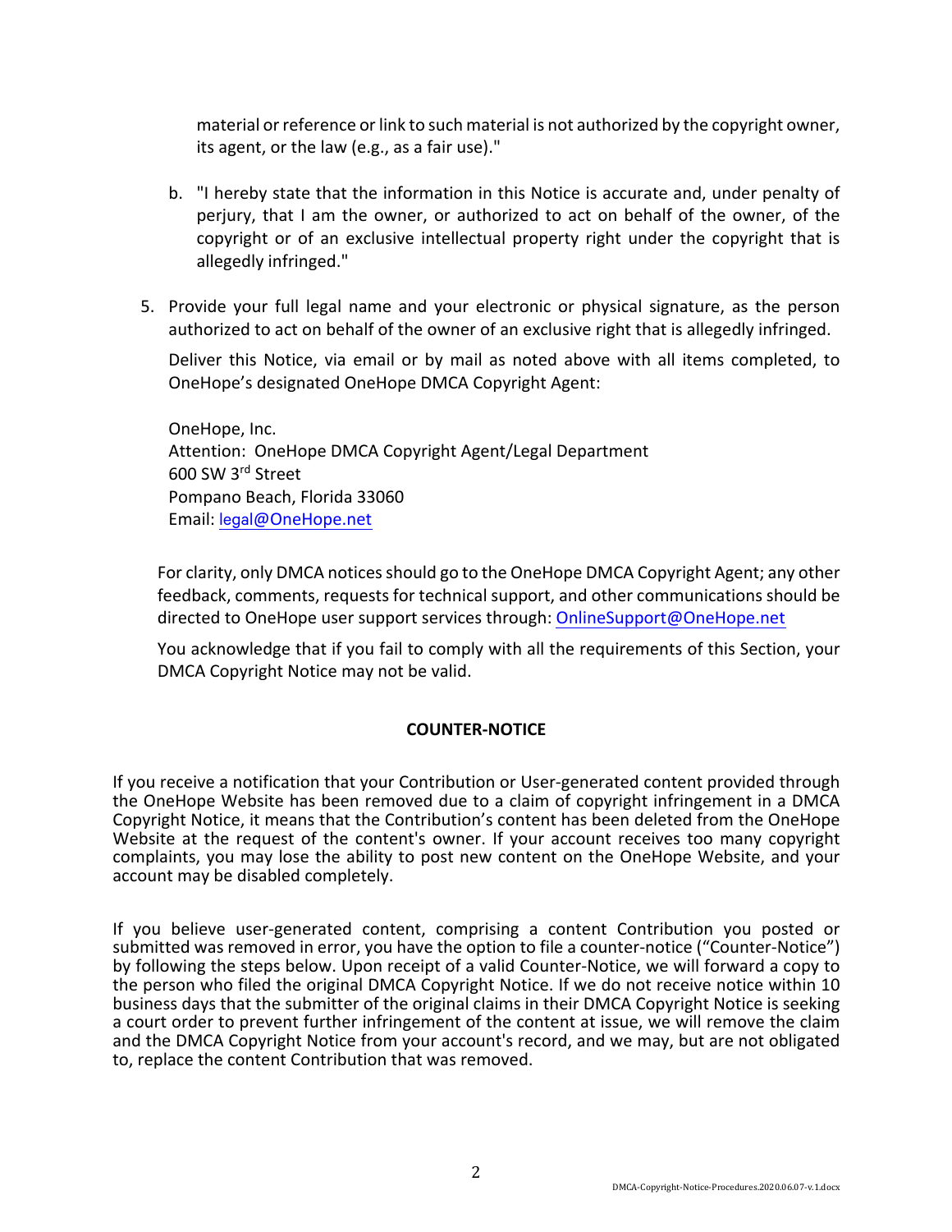material or reference or link to such material is not authorized by the copyright owner, its agent, or the law (e.g., as a fair use)."

b. "I hereby state that the information in this Notice is accurate and, under penalty of perjury, that I am the owner, or authorized to act on behalf of the owner, of the copyright or of an exclusive intellectual property right under the copyright that is allegedly infringed."

5. Provide your full legal name and your electronic or physical signature, as the person authorized to act on behalf of the owner of an exclusive right that is allegedly infringed.

   Deliver this Notice, via email or by mail as noted above with all items completed, to OneHope's designated OneHope DMCA Copyright Agent:

   OneHope, Inc.
   Attention: OneHope DMCA Copyright Agent/Legal Department
   600 SW 3rd Street
   Pompano Beach, Florida 33060
   Email: legal@OneHope.net

For clarity, only DMCA notices should go to the OneHope DMCA Copyright Agent; any other feedback, comments, requests for technical support, and other communications should be directed to OneHope user support services through: OnlineSupport@OneHope.net

You acknowledge that if you fail to comply with all the requirements of this Section, your DMCA Copyright Notice may not be valid.

**COUNTER-NOTICE**

If you receive a notification that your Contribution or User-generated content provided through the OneHope Website has been removed due to a claim of copyright infringement in a DMCA Copyright Notice, it means that the Contribution's content has been deleted from the OneHope Website at the request of the content's owner. If your account receives too many copyright complaints, you may lose the ability to post new content on the OneHope Website, and your account may be disabled completely.

If you believe user-generated content, comprising a content Contribution you posted or submitted was removed in error, you have the option to file a counter-notice ("Counter-Notice") by following the steps below. Upon receipt of a valid Counter-Notice, we will forward a copy to the person who filed the original DMCA Copyright Notice. If we do not receive notice within 10 business days that the submitter of the original claims in their DMCA Copyright Notice is seeking a court order to prevent further infringement of the content at issue, we will remove the claim and the DMCA Copyright Notice from your account's record, and we may, but are not obligated to, replace the content Contribution that was removed.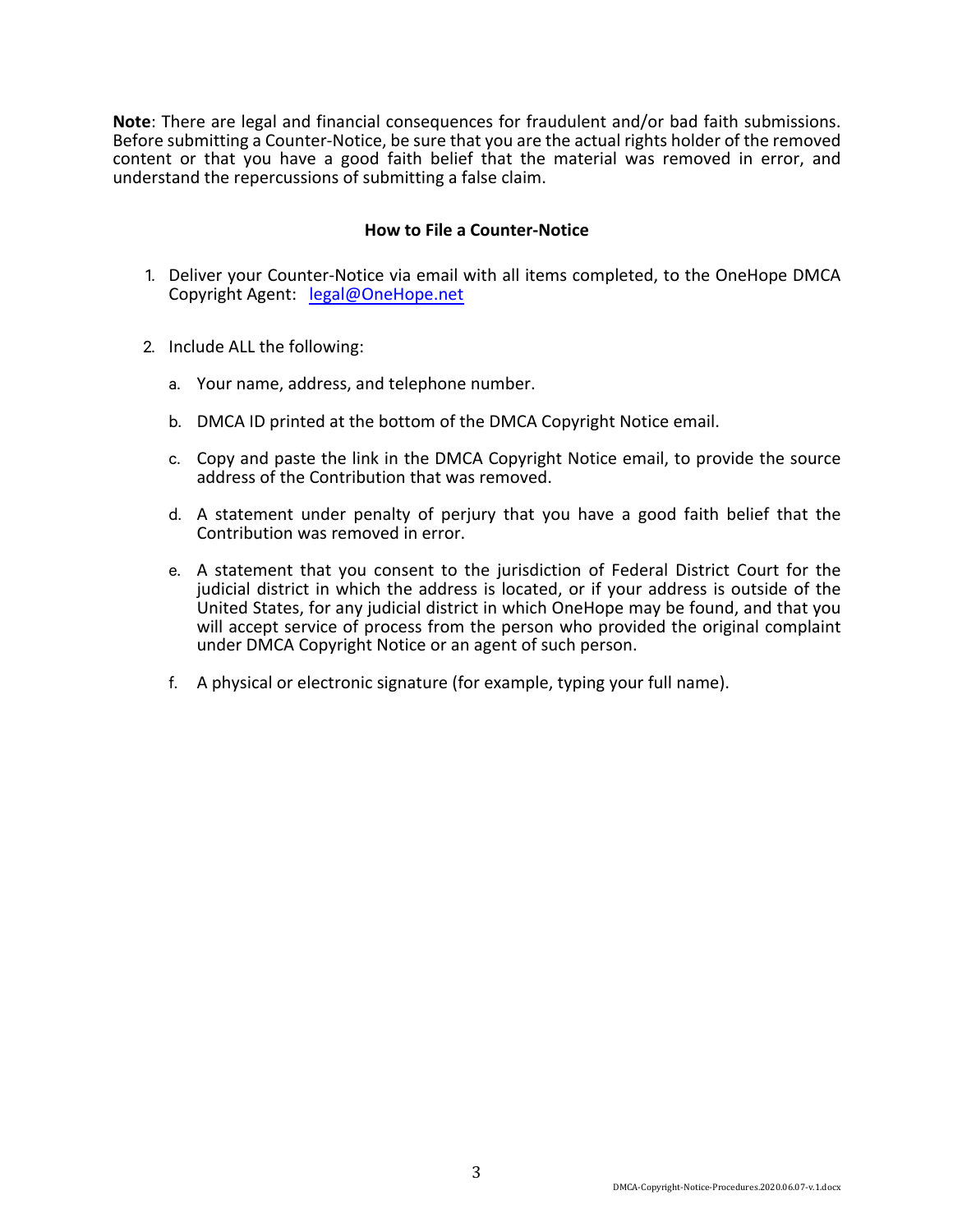**Note**: There are legal and financial consequences for fraudulent and/or bad faith submissions. Before submitting a Counter-Notice, be sure that you are the actual rights holder of the removed content or that you have a good faith belief that the material was removed in error, and understand the repercussions of submitting a false claim.

**How to File a Counter-Notice**

1. Deliver your Counter-Notice via email with all items completed, to the OneHope DMCA Copyright Agent: legal@OneHope.net

2. Include ALL the following:

   a. Your name, address, and telephone number.

   b. DMCA ID printed at the bottom of the DMCA Copyright Notice email.

   c. Copy and paste the link in the DMCA Copyright Notice email, to provide the source address of the Contribution that was removed.

   d. A statement under penalty of perjury that you have a good faith belief that the Contribution was removed in error.

   e. A statement that you consent to the jurisdiction of Federal District Court for the judicial district in which the address is located, or if your address is outside of the United States, for any judicial district in which OneHope may be found, and that you will accept service of process from the person who provided the original complaint under DMCA Copyright Notice or an agent of such person.

   f. A physical or electronic signature (for example, typing your full name).